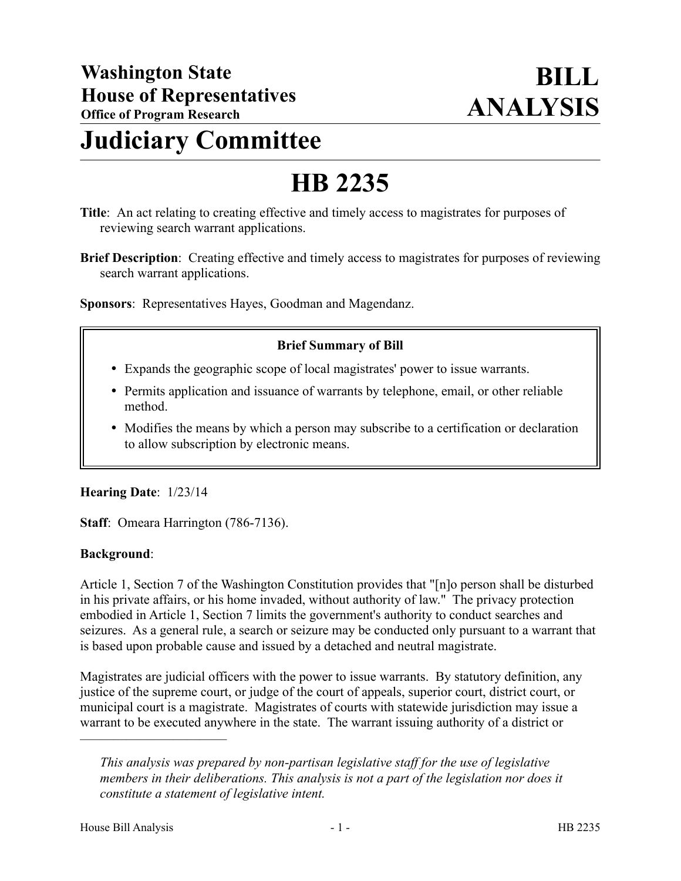# Washington State House of Representatives
**Office of Program Research**

# BILL ANALYSIS

# Judiciary Committee

# HB 2235

**Title**: An act relating to creating effective and timely access to magistrates for purposes of reviewing search warrant applications.

**Brief Description**: Creating effective and timely access to magistrates for purposes of reviewing search warrant applications.

**Sponsors**: Representatives Hayes, Goodman and Magendanz.

**Brief Summary of Bill**

- Expands the geographic scope of local magistrates' power to issue warrants.
- Permits application and issuance of warrants by telephone, email, or other reliable method.
- Modifies the means by which a person may subscribe to a certification or declaration to allow subscription by electronic means.

**Hearing Date**: 1/23/14

**Staff**: Omeara Harrington (786-7136).

**Background**:

Article 1, Section 7 of the Washington Constitution provides that "[n]o person shall be disturbed in his private affairs, or his home invaded, without authority of law." The privacy protection embodied in Article 1, Section 7 limits the government's authority to conduct searches and seizures. As a general rule, a search or seizure may be conducted only pursuant to a warrant that is based upon probable cause and issued by a detached and neutral magistrate.

Magistrates are judicial officers with the power to issue warrants. By statutory definition, any justice of the supreme court, or judge of the court of appeals, superior court, district court, or municipal court is a magistrate. Magistrates of courts with statewide jurisdiction may issue a warrant to be executed anywhere in the state. The warrant issuing authority of a district or

---

*This analysis was prepared by non-partisan legislative staff for the use of legislative members in their deliberations. This analysis is not a part of the legislation nor does it constitute a statement of legislative intent.*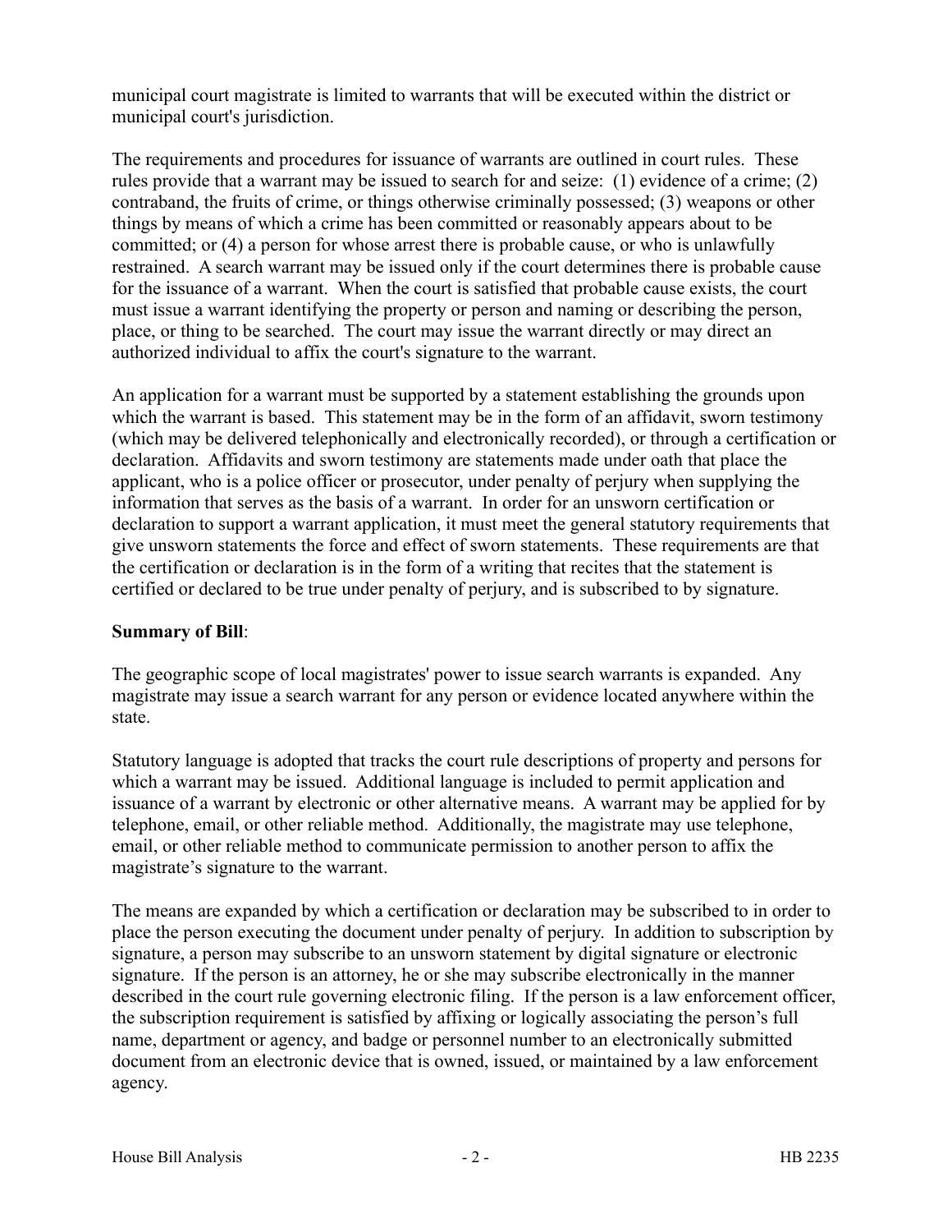municipal court magistrate is limited to warrants that will be executed within the district or municipal court's jurisdiction.

The requirements and procedures for issuance of warrants are outlined in court rules. These rules provide that a warrant may be issued to search for and seize: (1) evidence of a crime; (2) contraband, the fruits of crime, or things otherwise criminally possessed; (3) weapons or other things by means of which a crime has been committed or reasonably appears about to be committed; or (4) a person for whose arrest there is probable cause, or who is unlawfully restrained. A search warrant may be issued only if the court determines there is probable cause for the issuance of a warrant. When the court is satisfied that probable cause exists, the court must issue a warrant identifying the property or person and naming or describing the person, place, or thing to be searched. The court may issue the warrant directly or may direct an authorized individual to affix the court's signature to the warrant.

An application for a warrant must be supported by a statement establishing the grounds upon which the warrant is based. This statement may be in the form of an affidavit, sworn testimony (which may be delivered telephonically and electronically recorded), or through a certification or declaration. Affidavits and sworn testimony are statements made under oath that place the applicant, who is a police officer or prosecutor, under penalty of perjury when supplying the information that serves as the basis of a warrant. In order for an unsworn certification or declaration to support a warrant application, it must meet the general statutory requirements that give unsworn statements the force and effect of sworn statements. These requirements are that the certification or declaration is in the form of a writing that recites that the statement is certified or declared to be true under penalty of perjury, and is subscribed to by signature.

**Summary of Bill**:

The geographic scope of local magistrates' power to issue search warrants is expanded. Any magistrate may issue a search warrant for any person or evidence located anywhere within the state.

Statutory language is adopted that tracks the court rule descriptions of property and persons for which a warrant may be issued. Additional language is included to permit application and issuance of a warrant by electronic or other alternative means. A warrant may be applied for by telephone, email, or other reliable method. Additionally, the magistrate may use telephone, email, or other reliable method to communicate permission to another person to affix the magistrate's signature to the warrant.

The means are expanded by which a certification or declaration may be subscribed to in order to place the person executing the document under penalty of perjury. In addition to subscription by signature, a person may subscribe to an unsworn statement by digital signature or electronic signature. If the person is an attorney, he or she may subscribe electronically in the manner described in the court rule governing electronic filing. If the person is a law enforcement officer, the subscription requirement is satisfied by affixing or logically associating the person's full name, department or agency, and badge or personnel number to an electronically submitted document from an electronic device that is owned, issued, or maintained by a law enforcement agency.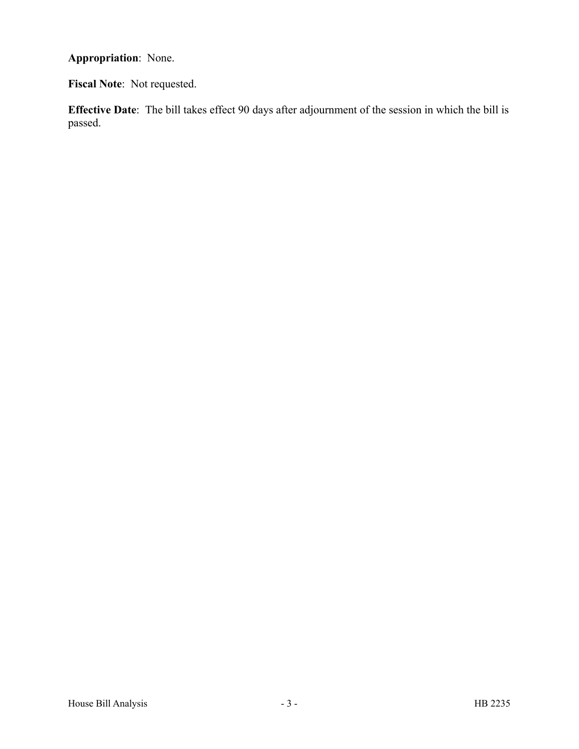**Appropriation**: None.

**Fiscal Note**: Not requested.

**Effective Date**: The bill takes effect 90 days after adjournment of the session in which the bill is passed.